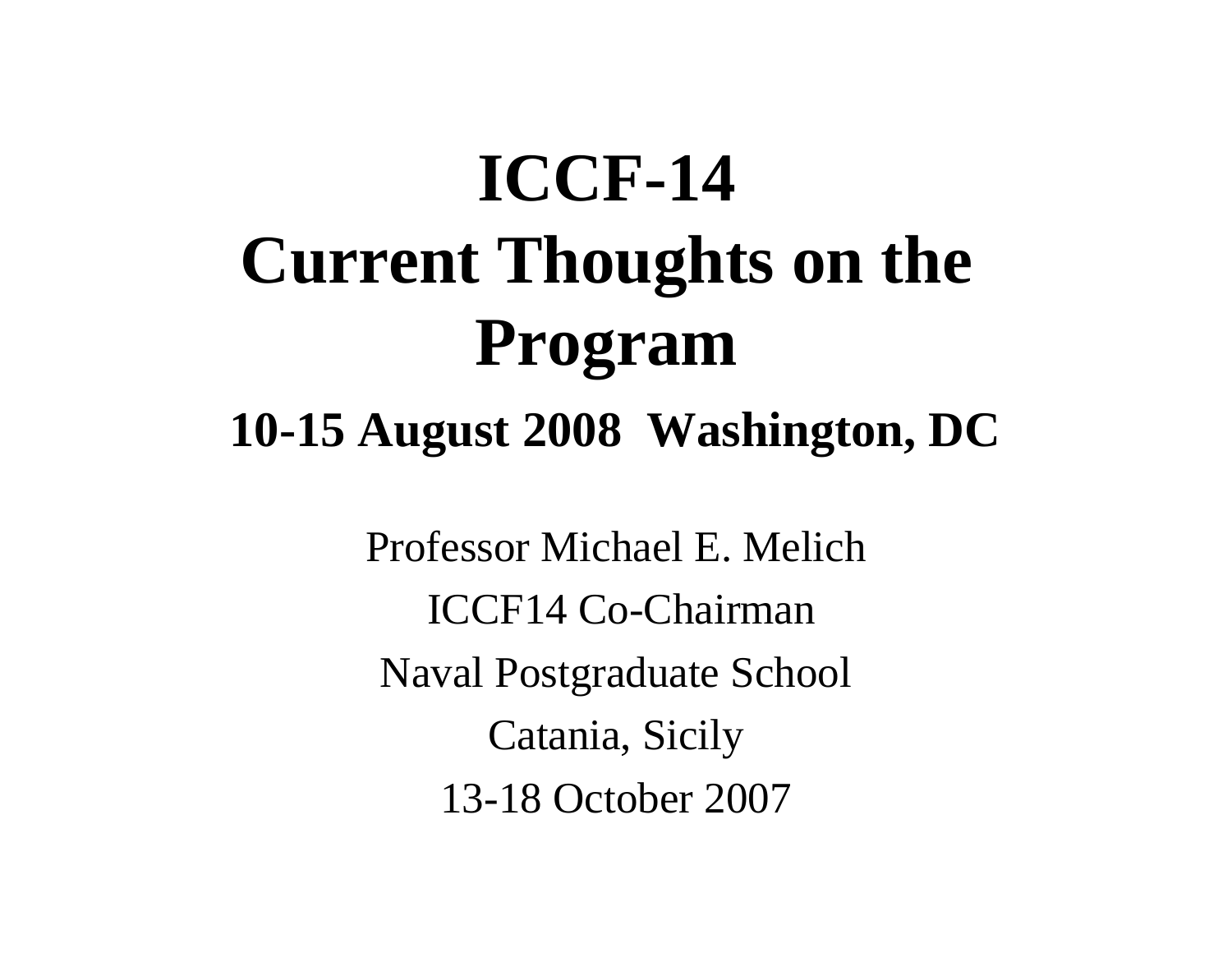# ICCF-14
# Current Thoughts on the Program

## 10-15 August 2008 Washington, DC

Professor Michael E. Melich

ICCF14 Co-Chairman

Naval Postgraduate School

Catania, Sicily

13-18 October 2007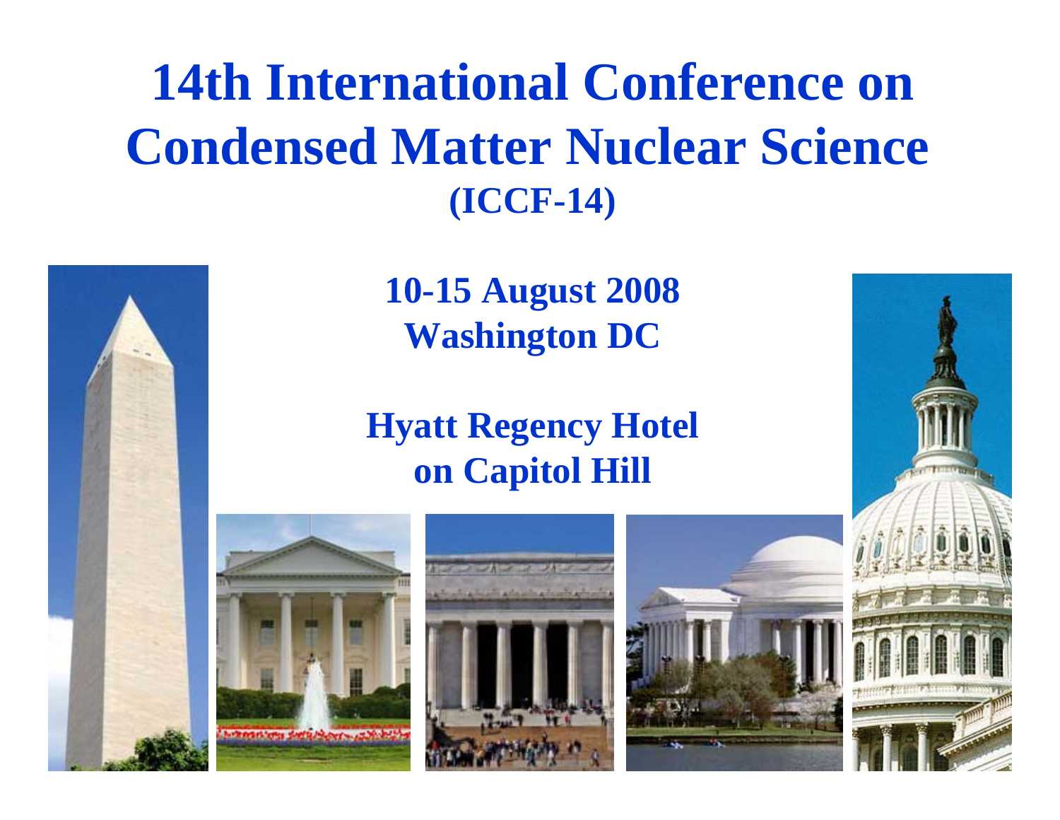# 14th International Conference on Condensed Matter Nuclear Science

## (ICCF-14)

**10-15 August 2008**
**Washington DC**

**Hyatt Regency Hotel**
**on Capitol Hill**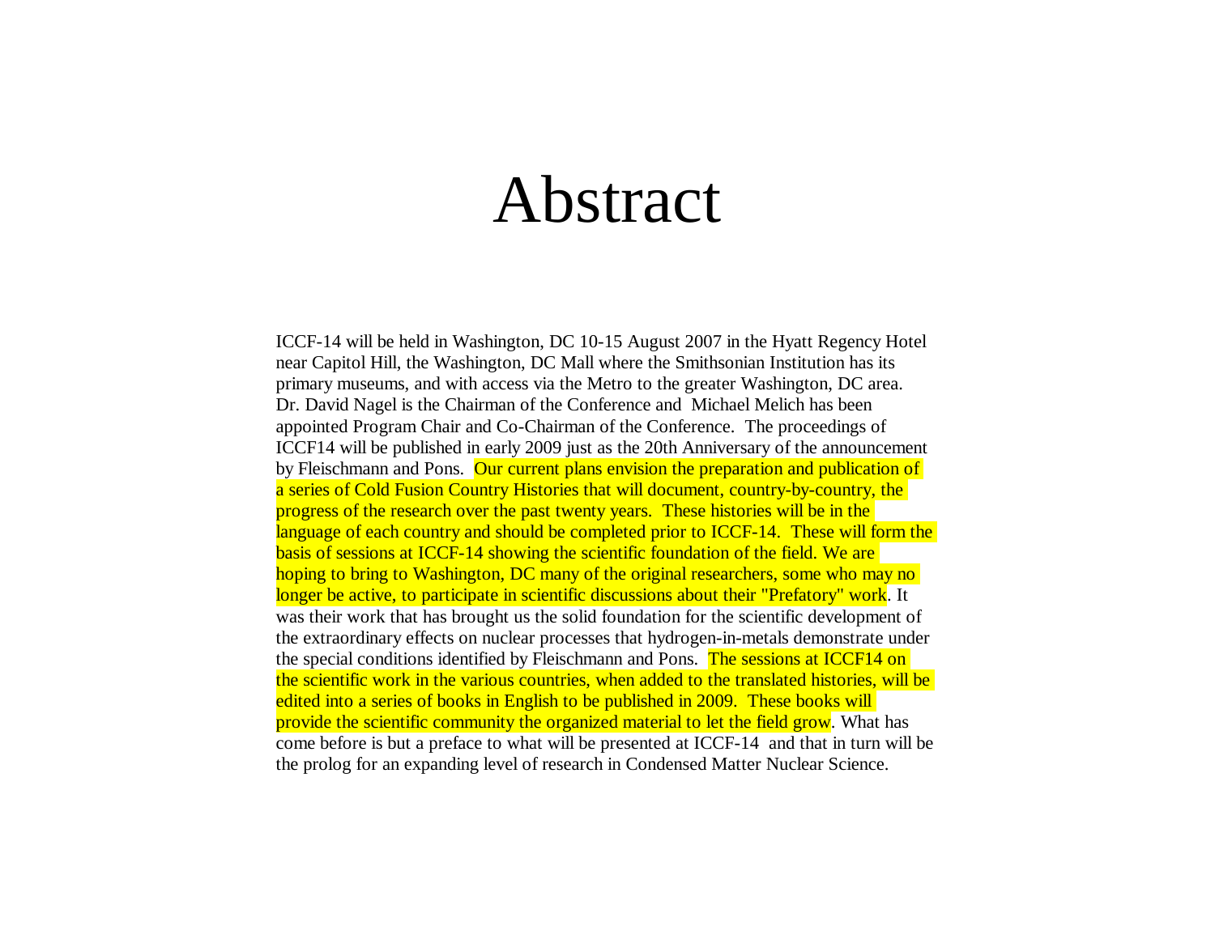# Abstract

ICCF-14 will be held in Washington, DC 10-15 August 2007 in the Hyatt Regency Hotel near Capitol Hill, the Washington, DC Mall where the Smithsonian Institution has its primary museums, and with access via the Metro to the greater Washington, DC area. Dr. David Nagel is the Chairman of the Conference and Michael Melich has been appointed Program Chair and Co-Chairman of the Conference. The proceedings of ICCF14 will be published in early 2009 just as the 20th Anniversary of the announcement by Fleischmann and Pons. Our current plans envision the preparation and publication of a series of Cold Fusion Country Histories that will document, country-by-country, the progress of the research over the past twenty years. These histories will be in the language of each country and should be completed prior to ICCF-14. These will form the basis of sessions at ICCF-14 showing the scientific foundation of the field. We are hoping to bring to Washington, DC many of the original researchers, some who may no longer be active, to participate in scientific discussions about their "Prefatory" work. It was their work that has brought us the solid foundation for the scientific development of the extraordinary effects on nuclear processes that hydrogen-in-metals demonstrate under the special conditions identified by Fleischmann and Pons. The sessions at ICCF14 on the scientific work in the various countries, when added to the translated histories, will be edited into a series of books in English to be published in 2009. These books will provide the scientific community the organized material to let the field grow. What has come before is but a preface to what will be presented at ICCF-14 and that in turn will be the prolog for an expanding level of research in Condensed Matter Nuclear Science.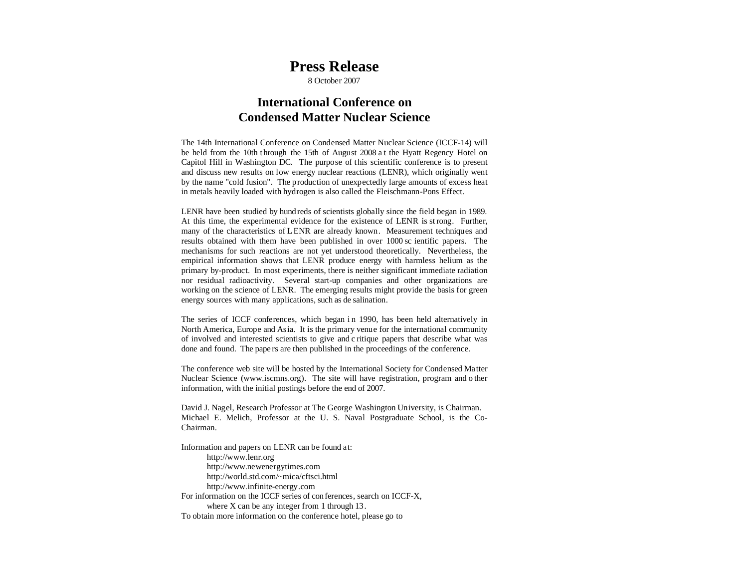# Press Release

8 October 2007

## International Conference on Condensed Matter Nuclear Science

The 14th International Conference on Condensed Matter Nuclear Science (ICCF-14) will be held from the 10th through the 15th of August 2008 at the Hyatt Regency Hotel on Capitol Hill in Washington DC. The purpose of this scientific conference is to present and discuss new results on low energy nuclear reactions (LENR), which originally went by the name "cold fusion". The production of unexpectedly large amounts of excess heat in metals heavily loaded with hydrogen is also called the Fleischmann-Pons Effect.

LENR have been studied by hundreds of scientists globally since the field began in 1989. At this time, the experimental evidence for the existence of LENR is strong. Further, many of the characteristics of LENR are already known. Measurement techniques and results obtained with them have been published in over 1000 scientific papers. The mechanisms for such reactions are not yet understood theoretically. Nevertheless, the empirical information shows that LENR produce energy with harmless helium as the primary by-product. In most experiments, there is neither significant immediate radiation nor residual radioactivity. Several start-up companies and other organizations are working on the science of LENR. The emerging results might provide the basis for green energy sources with many applications, such as desalination.

The series of ICCF conferences, which began in 1990, has been held alternatively in North America, Europe and Asia. It is the primary venue for the international community of involved and interested scientists to give and critique papers that describe what was done and found. The papers are then published in the proceedings of the conference.

The conference web site will be hosted by the International Society for Condensed Matter Nuclear Science (www.iscmns.org). The site will have registration, program and other information, with the initial postings before the end of 2007.

David J. Nagel, Research Professor at The George Washington University, is Chairman.
Michael E. Melich, Professor at the U. S. Naval Postgraduate School, is the Co-Chairman.

Information and papers on LENR can be found at:

http://www.lenr.org
http://www.newenergytimes.com
http://world.std.com/~mica/cftsci.html
http://www.infinite-energy.com

For information on the ICCF series of conferences, search on ICCF-X,
where X can be any integer from 1 through 13.

To obtain more information on the conference hotel, please go to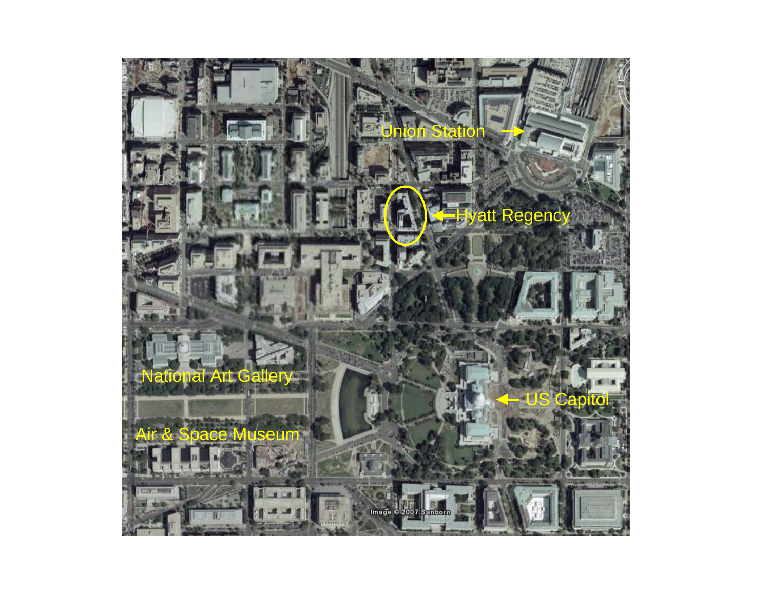Union Station

Hyatt Regency

National Art Gallery

US Capitol

Air & Space Museum

Image © 2007 Sanborn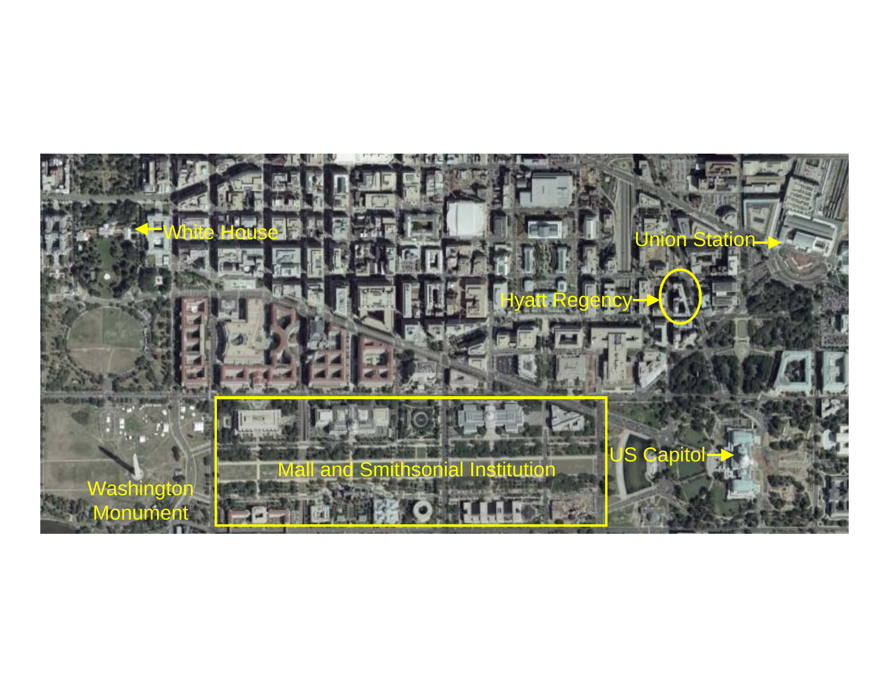White House

Union Station

Hyatt Regency

US Capitol

Mall and Smithsonian Institution

Washington Monument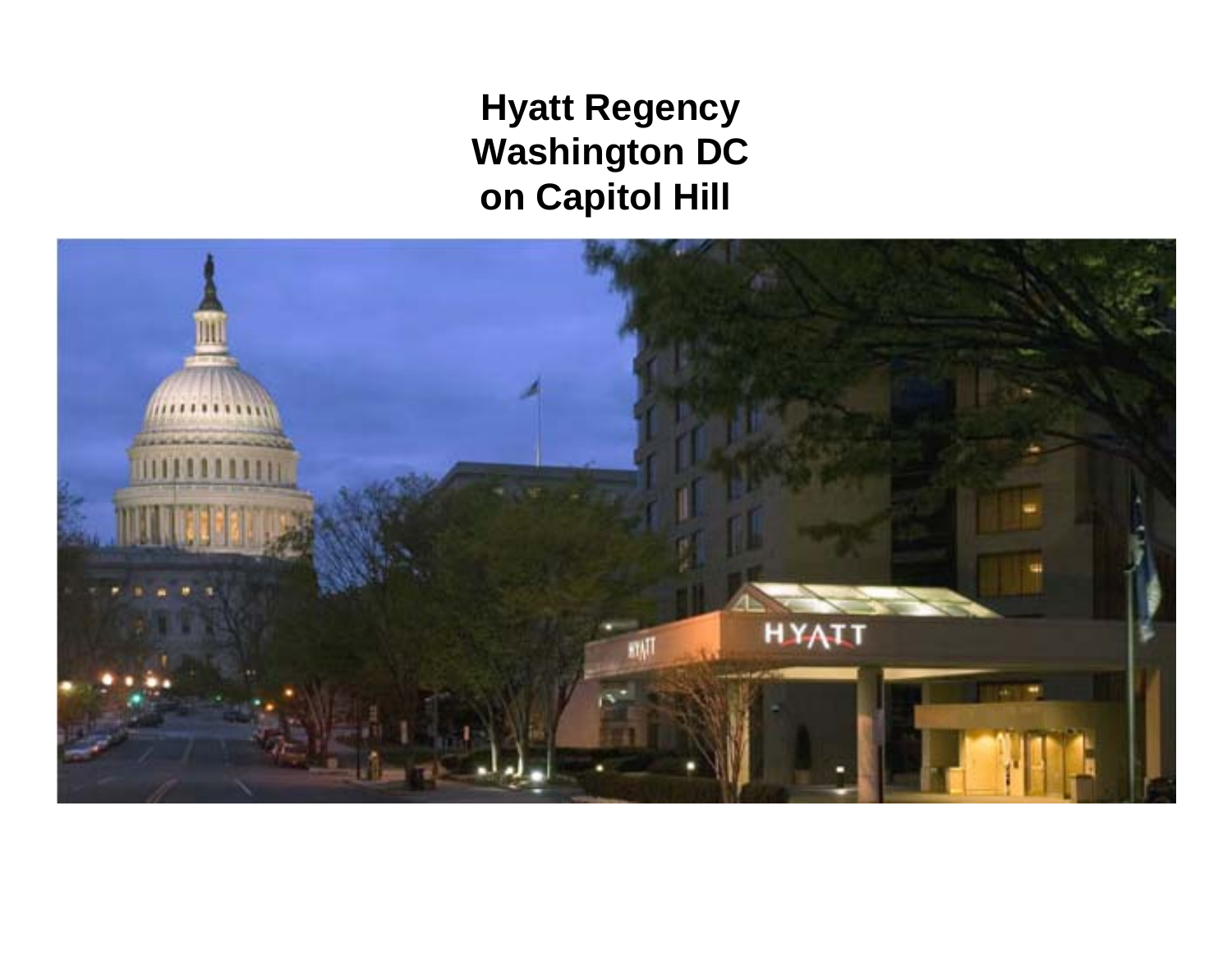**Hyatt Regency**
**Washington DC**
**on Capitol Hill**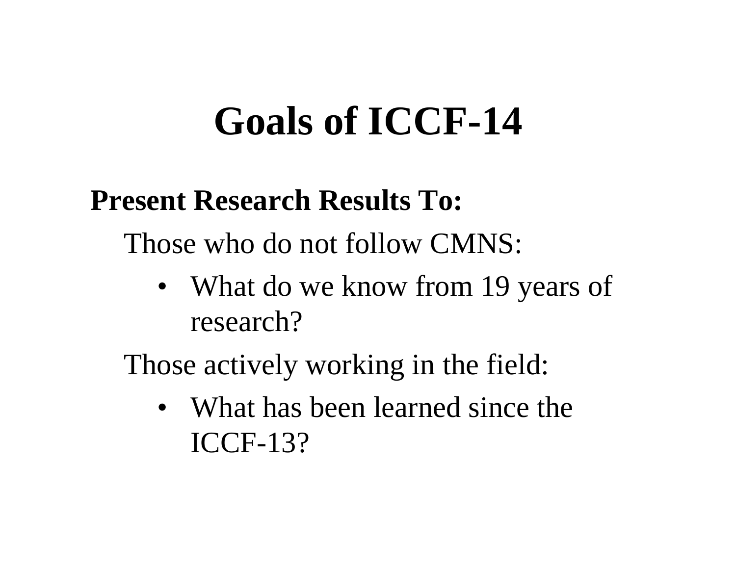# Goals of ICCF-14

**Present Research Results To:**

Those who do not follow CMNS:

- What do we know from 19 years of research?

Those actively working in the field:

- What has been learned since the ICCF-13?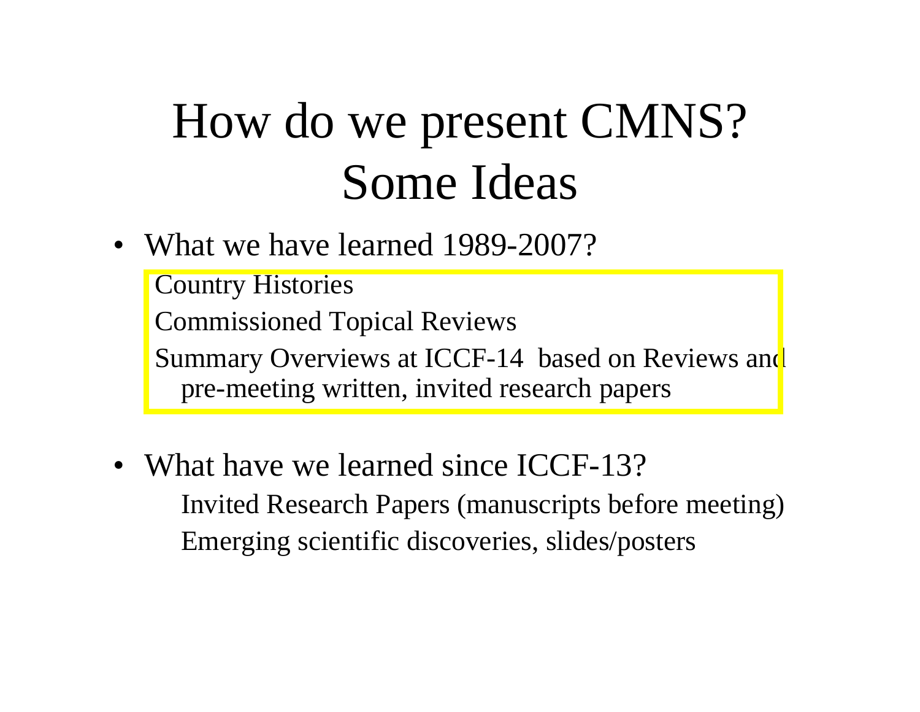# How do we present CMNS? Some Ideas

- What we have learned 1989-2007?
  - Country Histories
  - Commissioned Topical Reviews
  - Summary Overviews at ICCF-14 based on Reviews and pre-meeting written, invited research papers

- What have we learned since ICCF-13?
  - Invited Research Papers (manuscripts before meeting)
  - Emerging scientific discoveries, slides/posters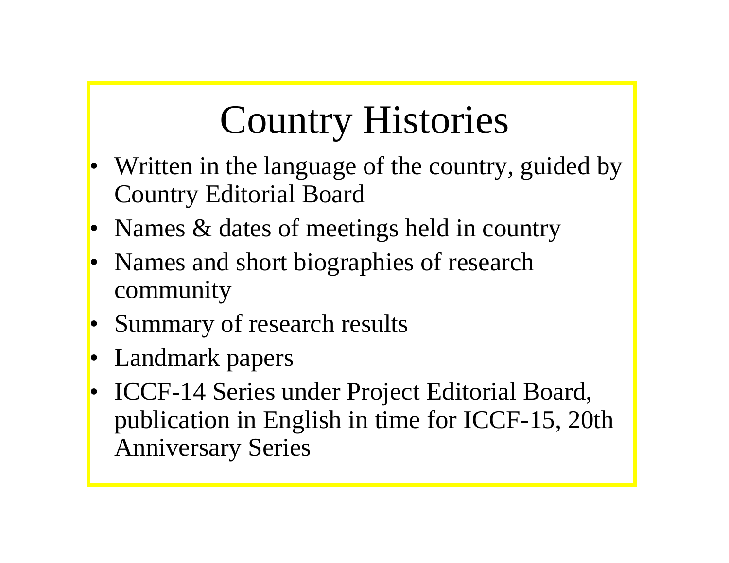# Country Histories

- Written in the language of the country, guided by Country Editorial Board
- Names & dates of meetings held in country
- Names and short biographies of research community
- Summary of research results
- Landmark papers
- ICCF-14 Series under Project Editorial Board, publication in English in time for ICCF-15, 20th Anniversary Series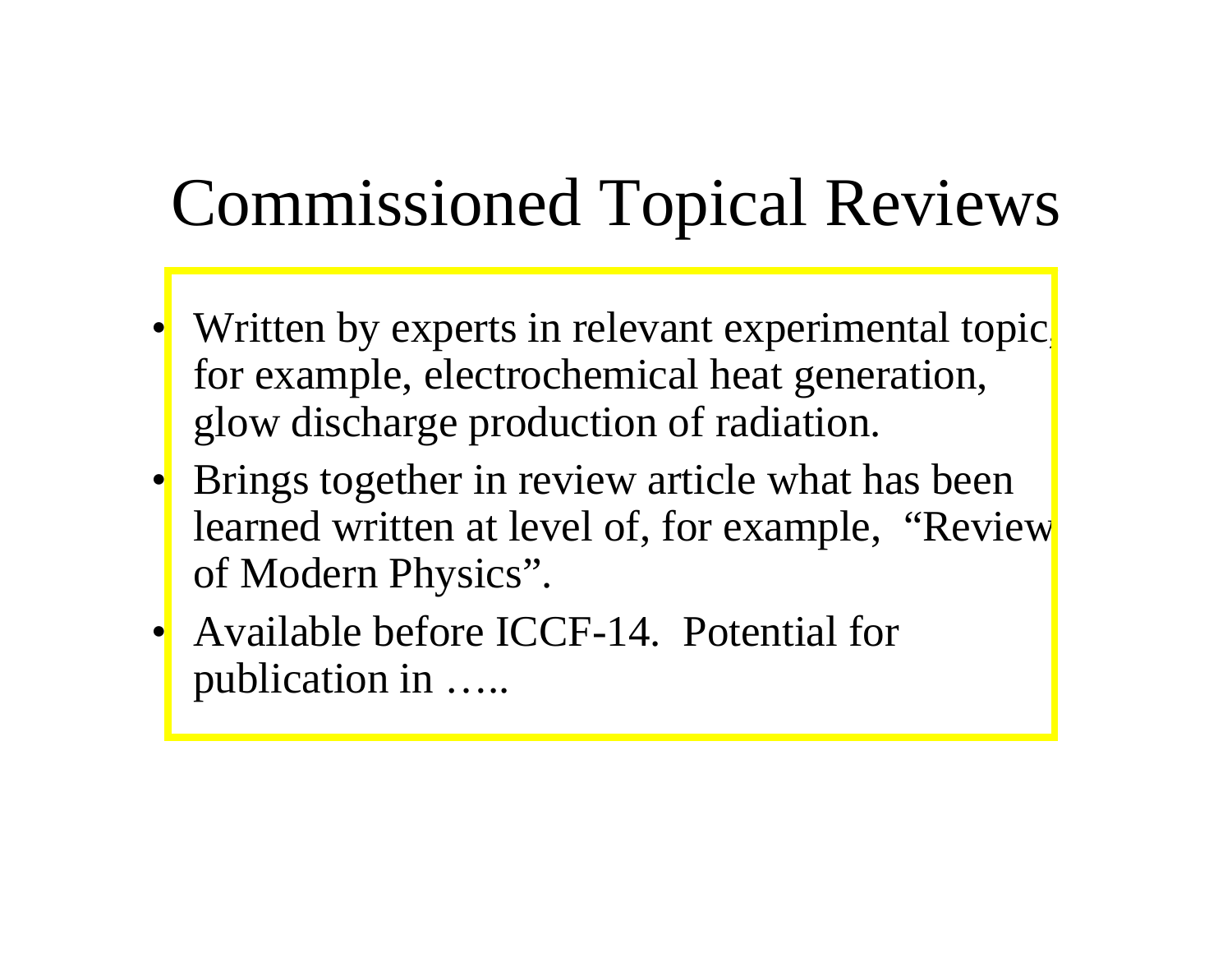# Commissioned Topical Reviews

- Written by experts in relevant experimental topic, for example, electrochemical heat generation, glow discharge production of radiation.
- Brings together in review article what has been learned written at level of, for example, "Review of Modern Physics".
- Available before ICCF-14. Potential for publication in …..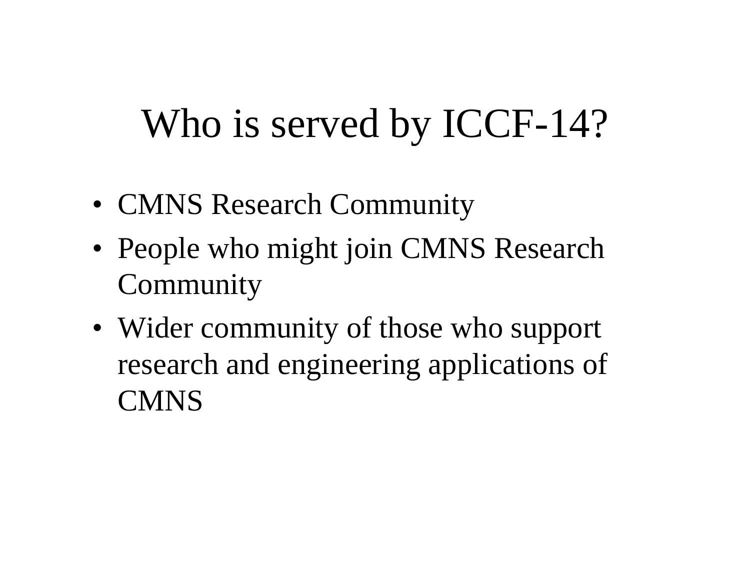# Who is served by ICCF-14?

- CMNS Research Community
- People who might join CMNS Research Community
- Wider community of those who support research and engineering applications of CMNS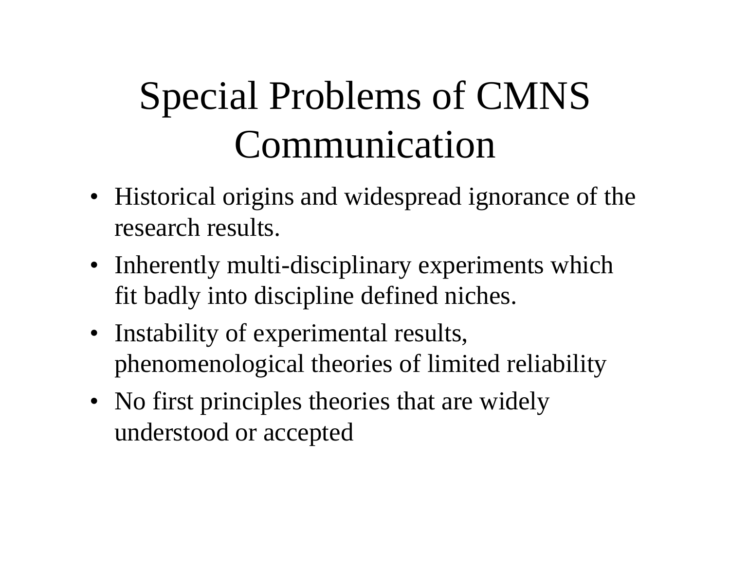# Special Problems of CMNS Communication

- Historical origins and widespread ignorance of the research results.
- Inherently multi-disciplinary experiments which fit badly into discipline defined niches.
- Instability of experimental results, phenomenological theories of limited reliability
- No first principles theories that are widely understood or accepted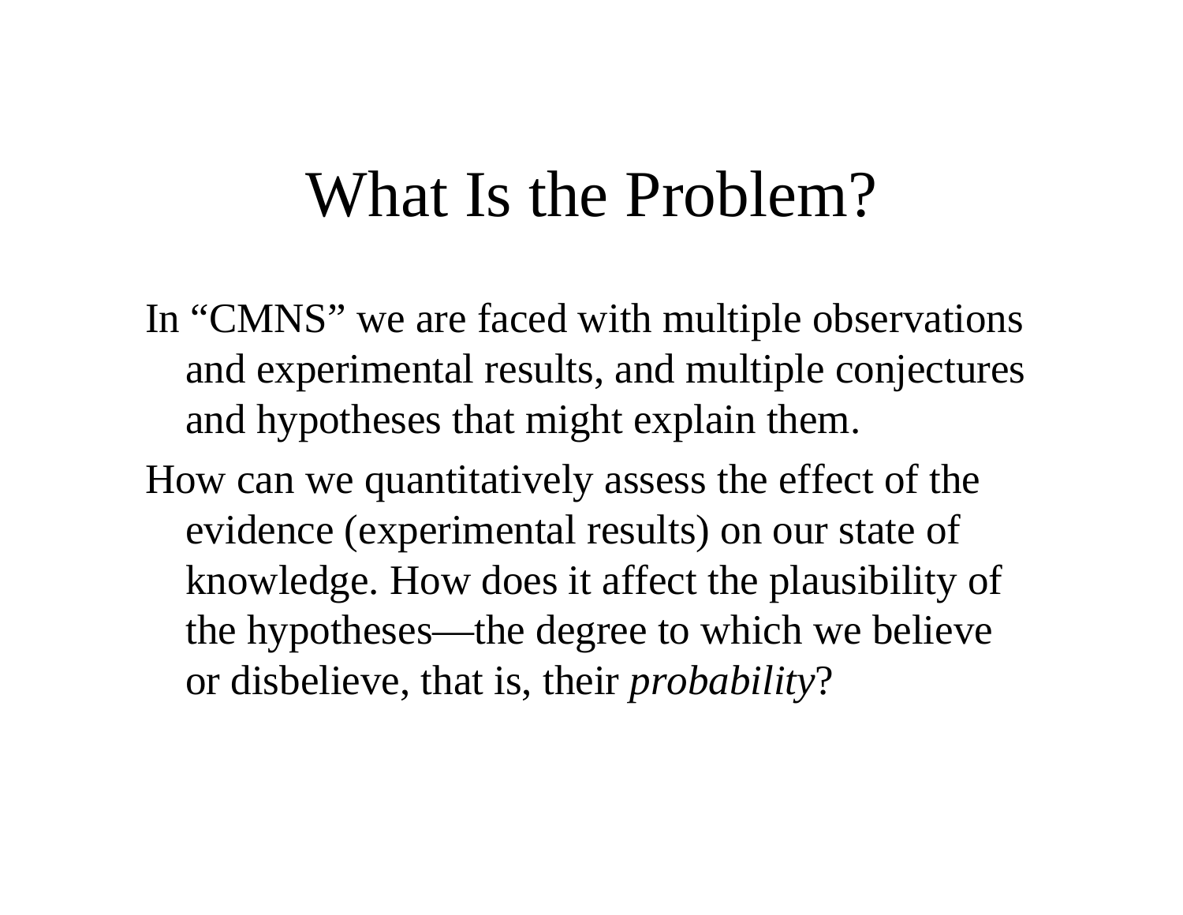# What Is the Problem?

In “CMNS” we are faced with multiple observations and experimental results, and multiple conjectures and hypotheses that might explain them.

How can we quantitatively assess the effect of the evidence (experimental results) on our state of knowledge. How does it affect the plausibility of the hypotheses—the degree to which we believe or disbelieve, that is, their *probability*?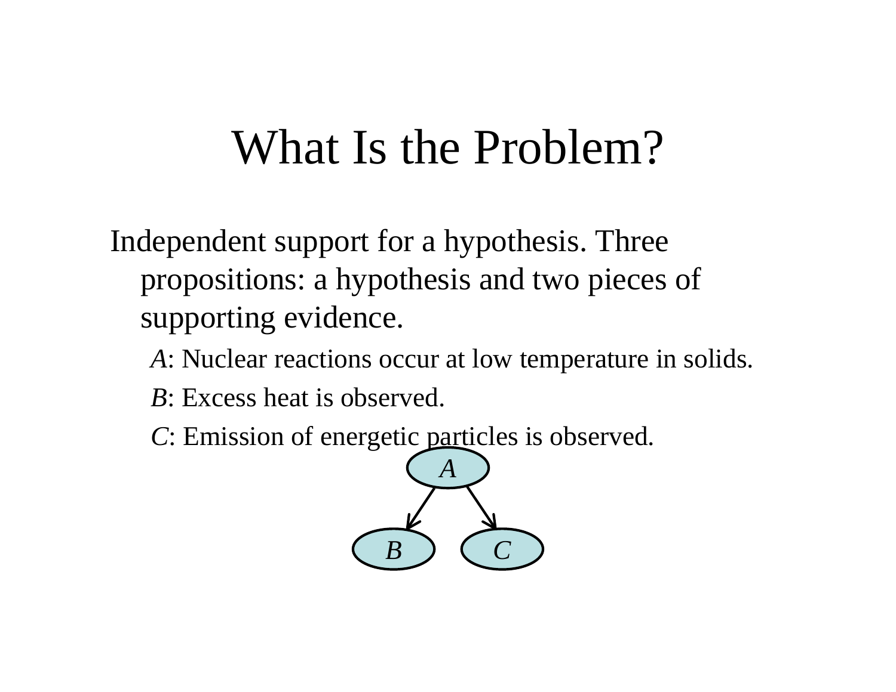# What Is the Problem?

Independent support for a hypothesis. Three propositions: a hypothesis and two pieces of supporting evidence.

- *A*: Nuclear reactions occur at low temperature in solids.
- *B*: Excess heat is observed.
- *C*: Emission of energetic particles is observed.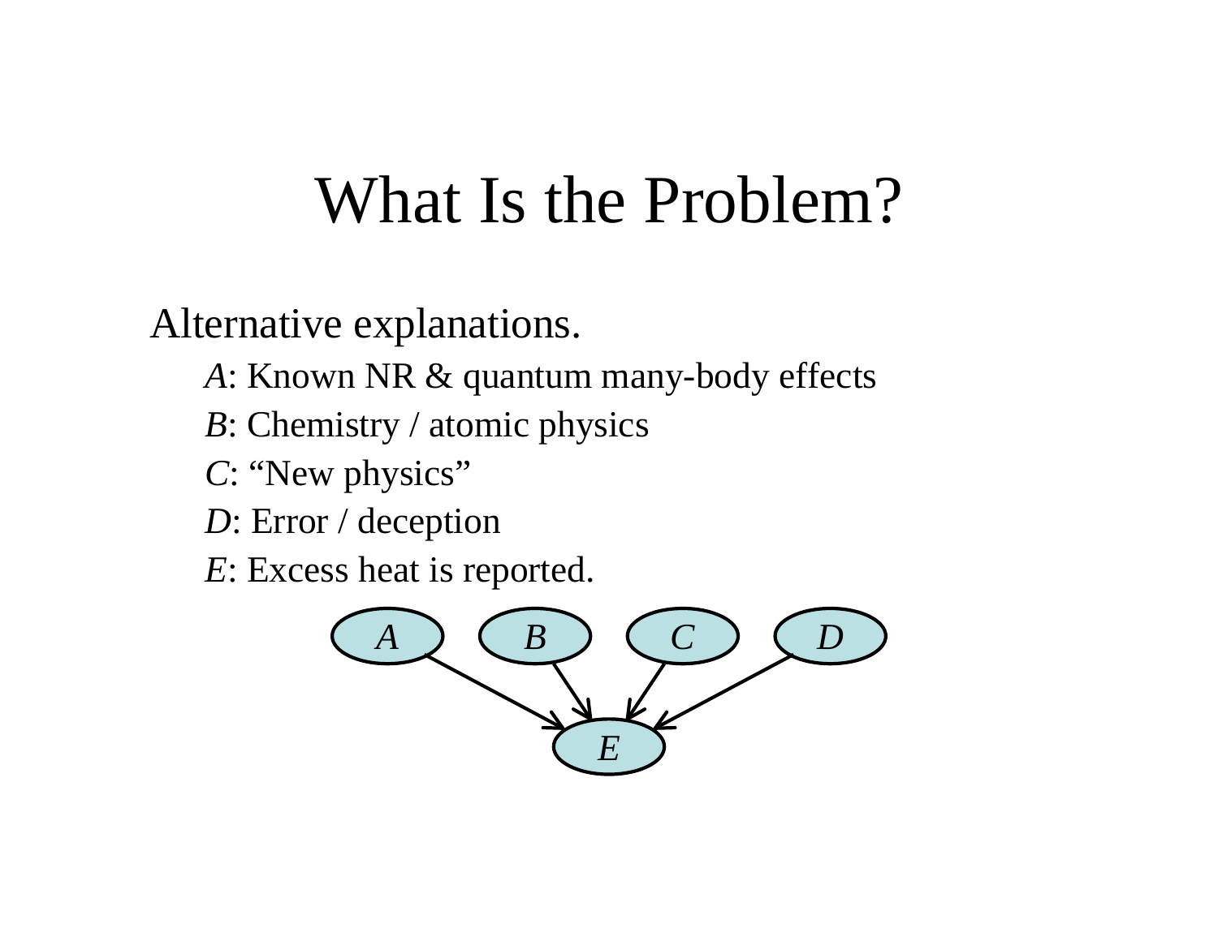# What Is the Problem?

Alternative explanations.

- *A*: Known NR & quantum many-body effects
- *B*: Chemistry / atomic physics
- *C*: "New physics"
- *D*: Error / deception
- *E*: Excess heat is reported.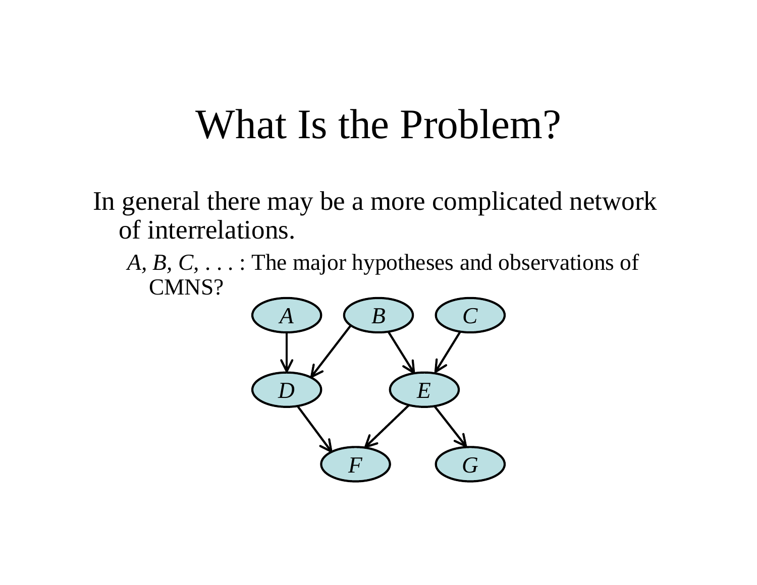# What Is the Problem?

In general there may be a more complicated network of interrelations.

- *A*, *B*, *C*, . . . : The major hypotheses and observations of CMNS?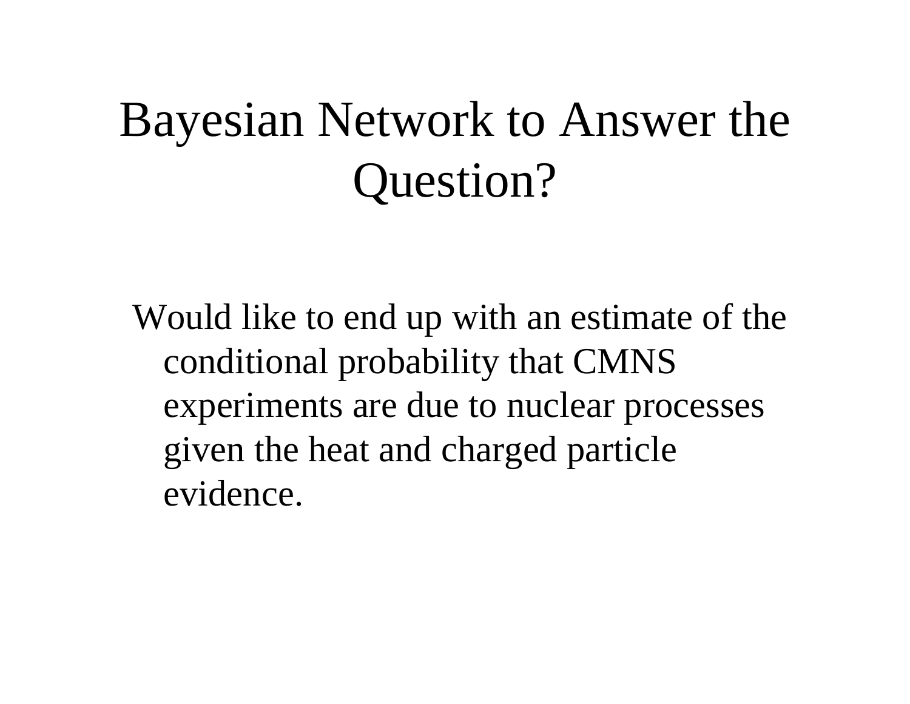# Bayesian Network to Answer the Question?

Would like to end up with an estimate of the conditional probability that CMNS experiments are due to nuclear processes given the heat and charged particle evidence.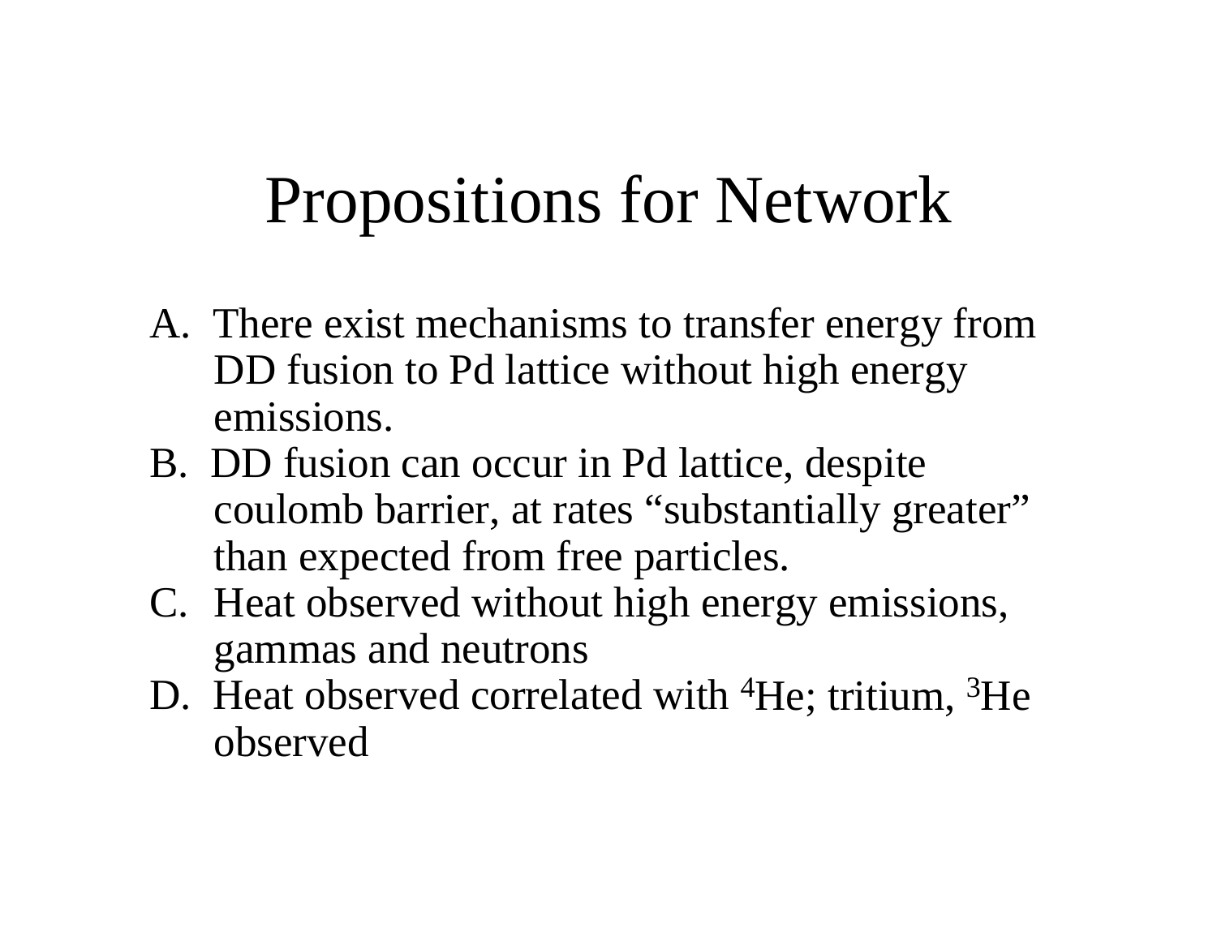# Propositions for Network

A. There exist mechanisms to transfer energy from DD fusion to Pd lattice without high energy emissions.
B. DD fusion can occur in Pd lattice, despite coulomb barrier, at rates "substantially greater" than expected from free particles.
C. Heat observed without high energy emissions, gammas and neutrons
D. Heat observed correlated with $^{4}$He; tritium, $^{3}$He observed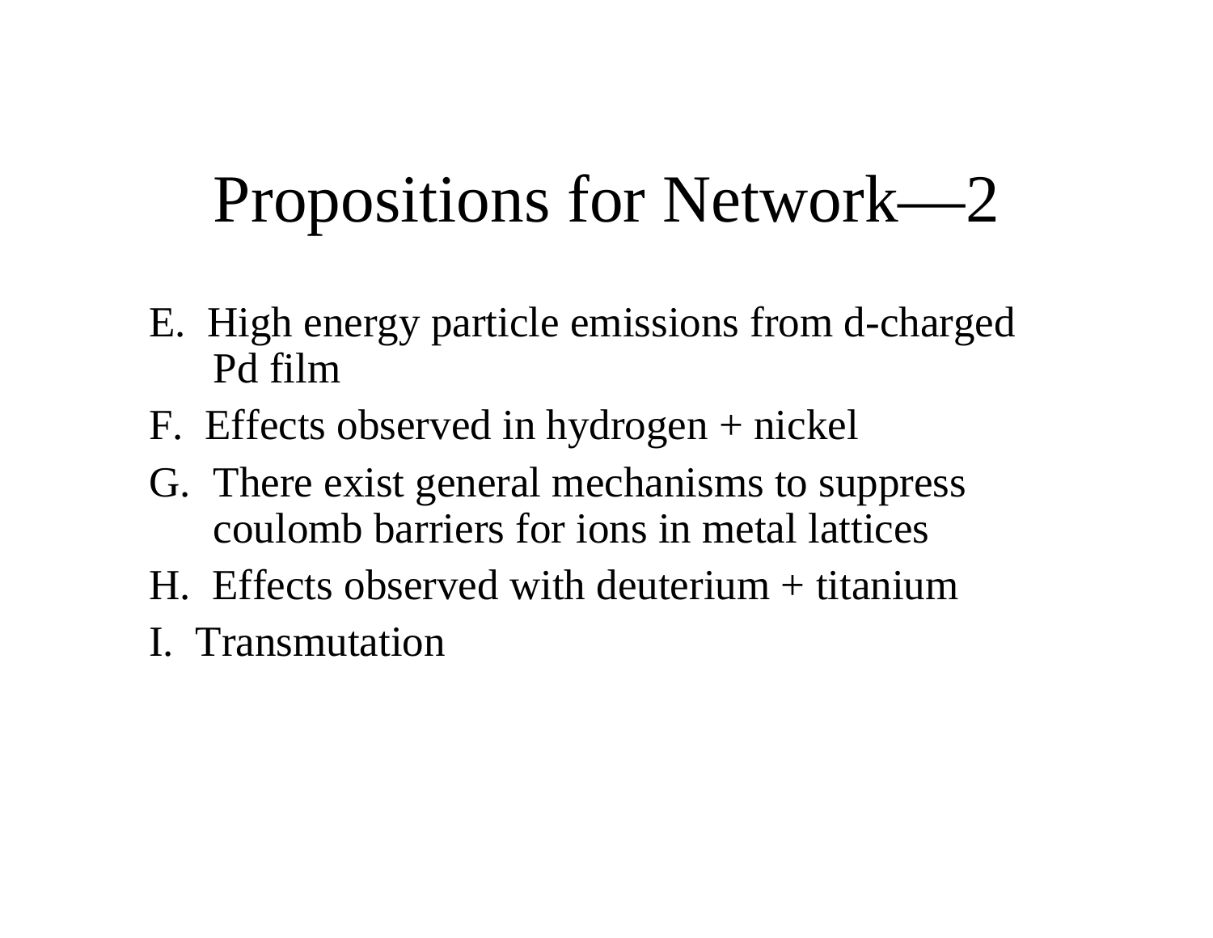# Propositions for Network—2

E. High energy particle emissions from d-charged Pd film

F. Effects observed in hydrogen + nickel

G. There exist general mechanisms to suppress coulomb barriers for ions in metal lattices

H. Effects observed with deuterium + titanium

I. Transmutation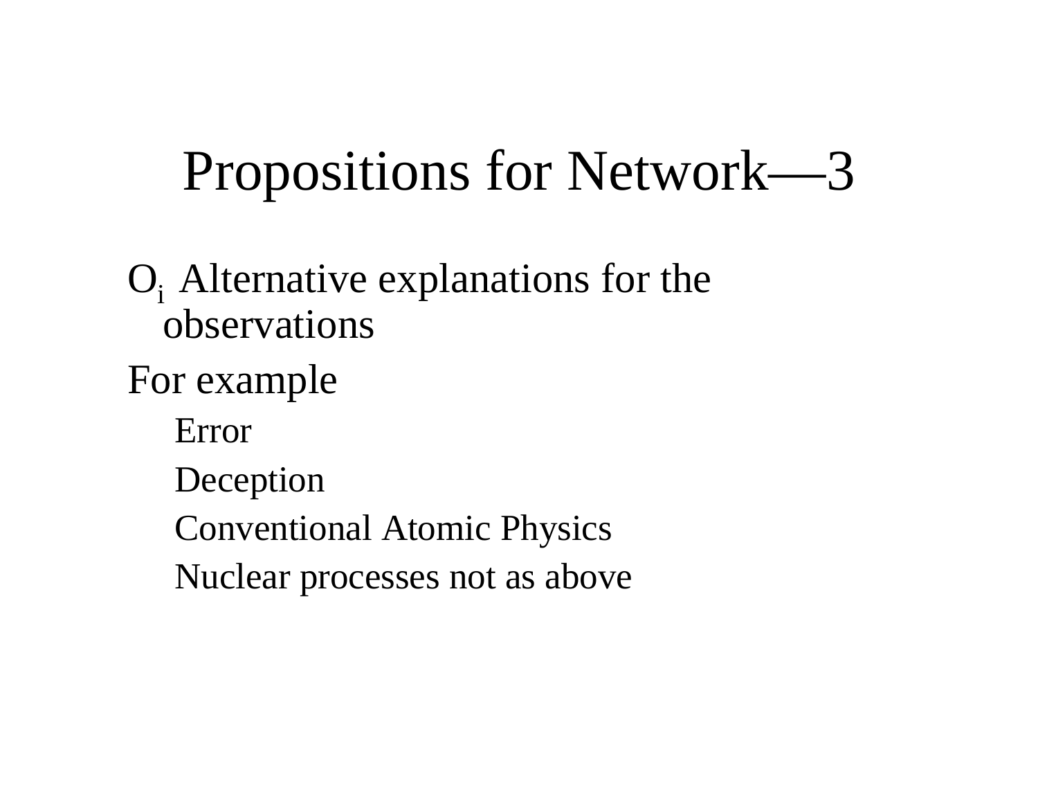# Propositions for Network—3

$O_i$ Alternative explanations for the observations

For example

- Error
- Deception
- Conventional Atomic Physics
- Nuclear processes not as above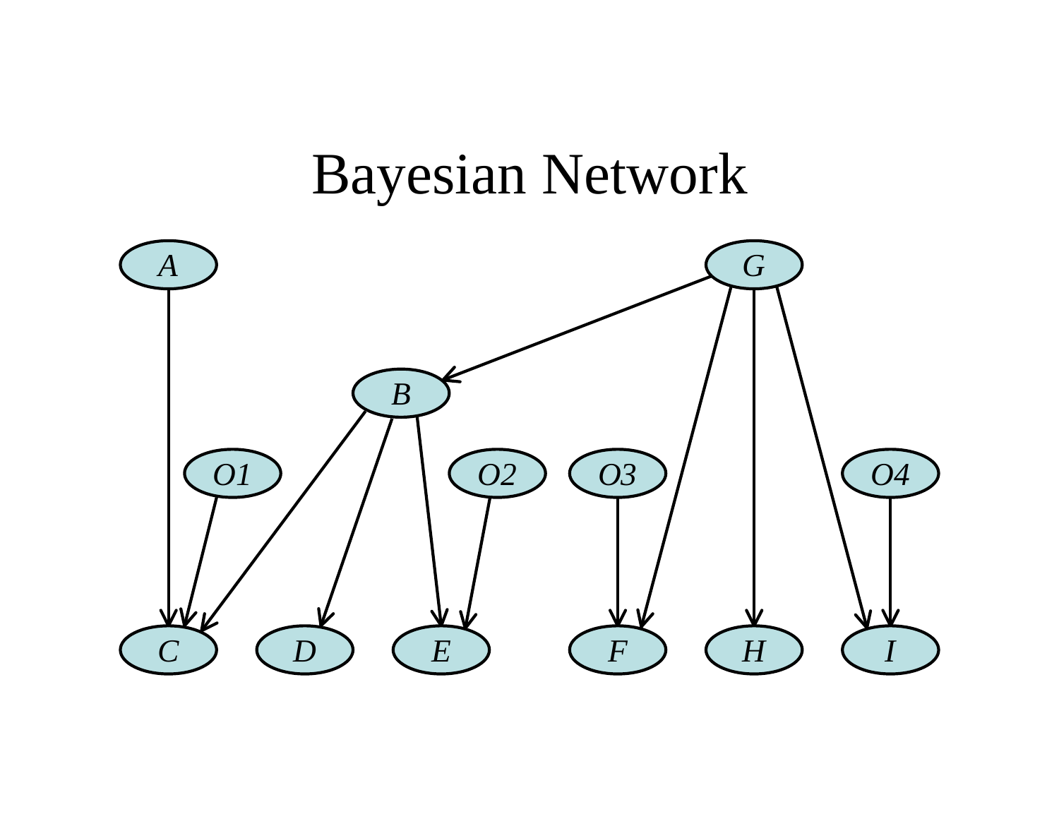# Bayesian Network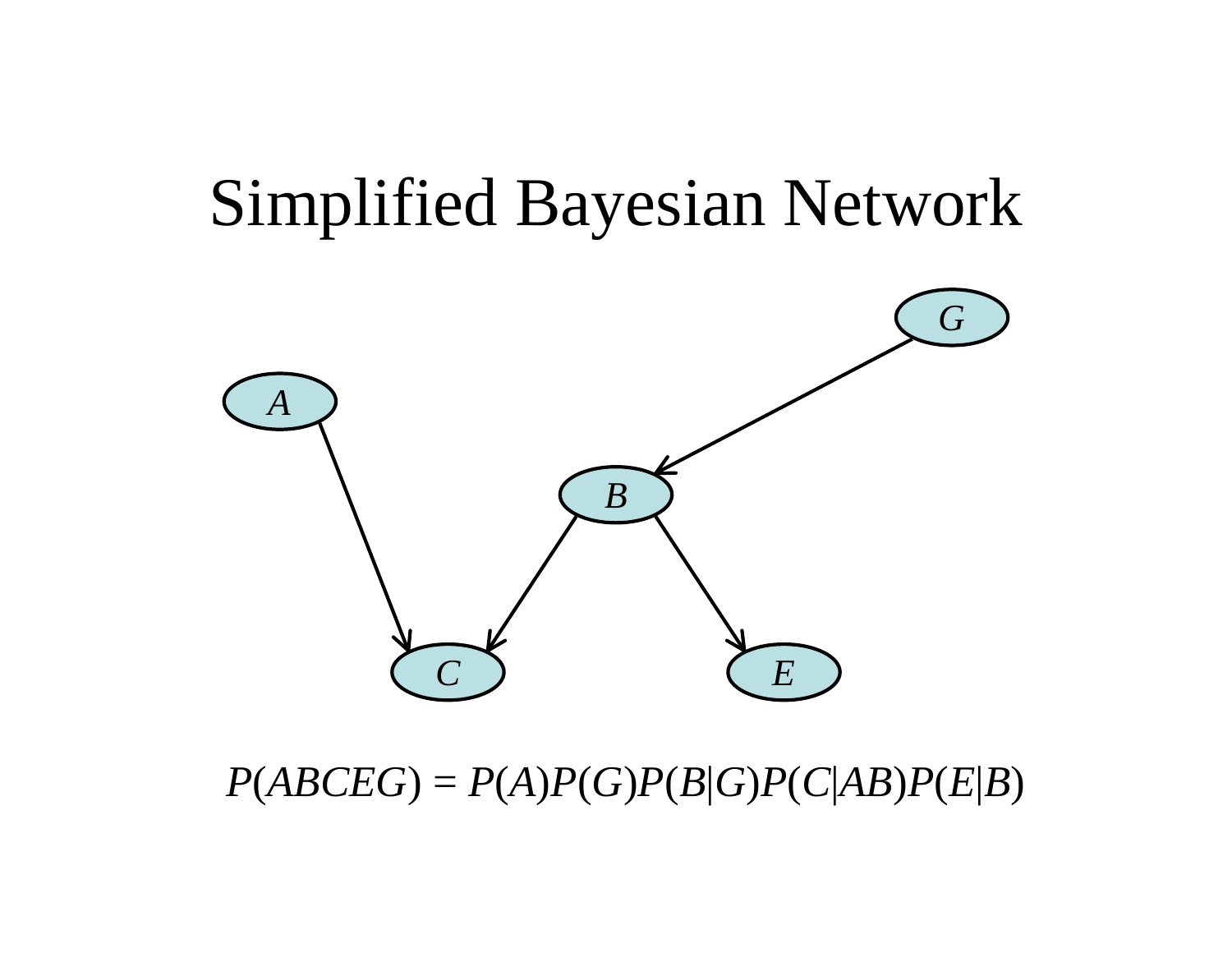# Simplified Bayesian Network

$$P(ABCEG) = P(A)P(G)P(B|G)P(C|AB)P(E|B)$$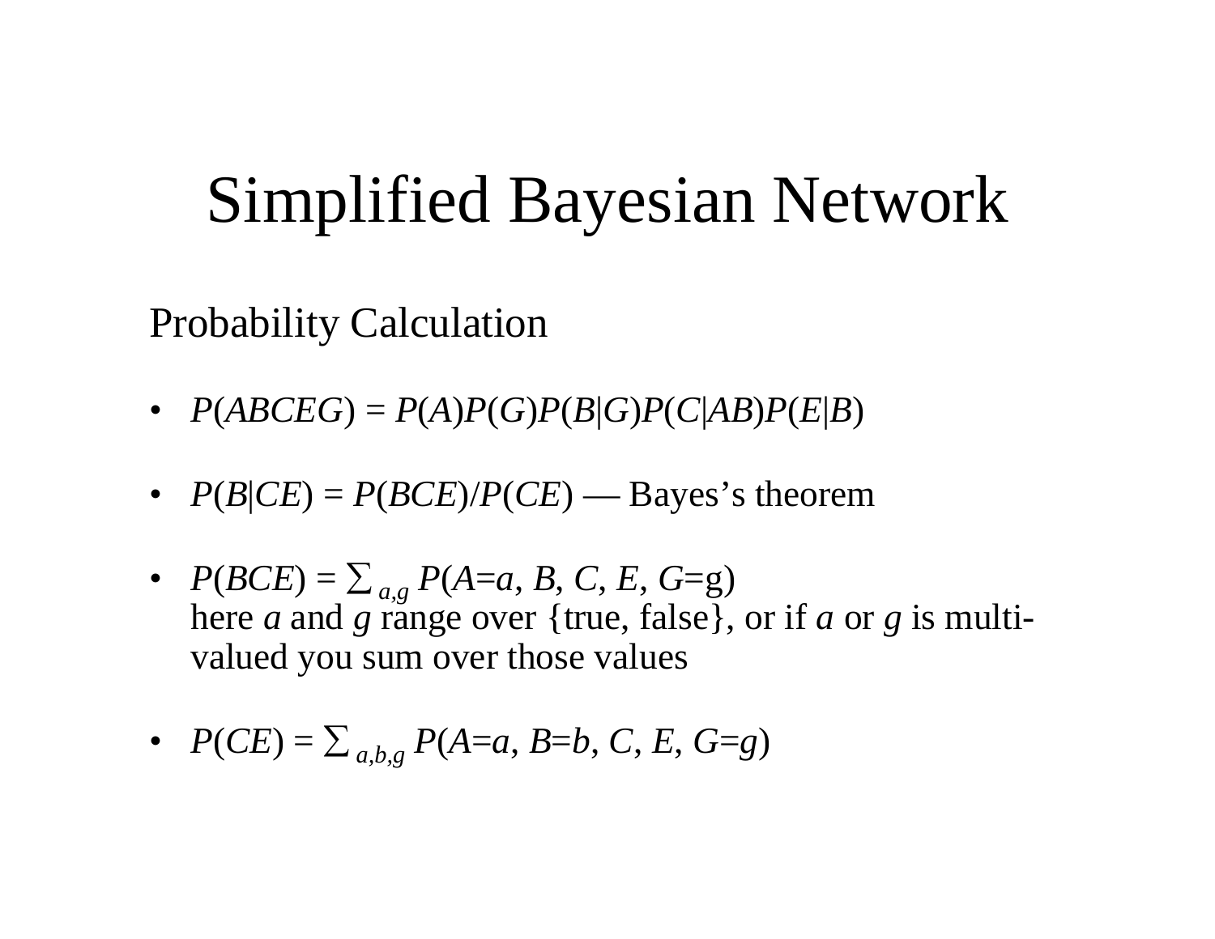# Simplified Bayesian Network

## Probability Calculation

- $P(ABCEG) = P(A)P(G)P(B|G)P(C|AB)P(E|B)$
- $P(B|CE) = P(BCE)/P(CE)$ — Bayes's theorem
- $P(BCE) = \sum_{a,g} P(A{=}a, B, C, E, G{=}\mathrm{g})$
  here $a$ and $g$ range over {true, false}, or if $a$ or $g$ is multi-valued you sum over those values
- $P(CE) = \sum_{a,b,g} P(A{=}a, B{=}b, C, E, G{=}g)$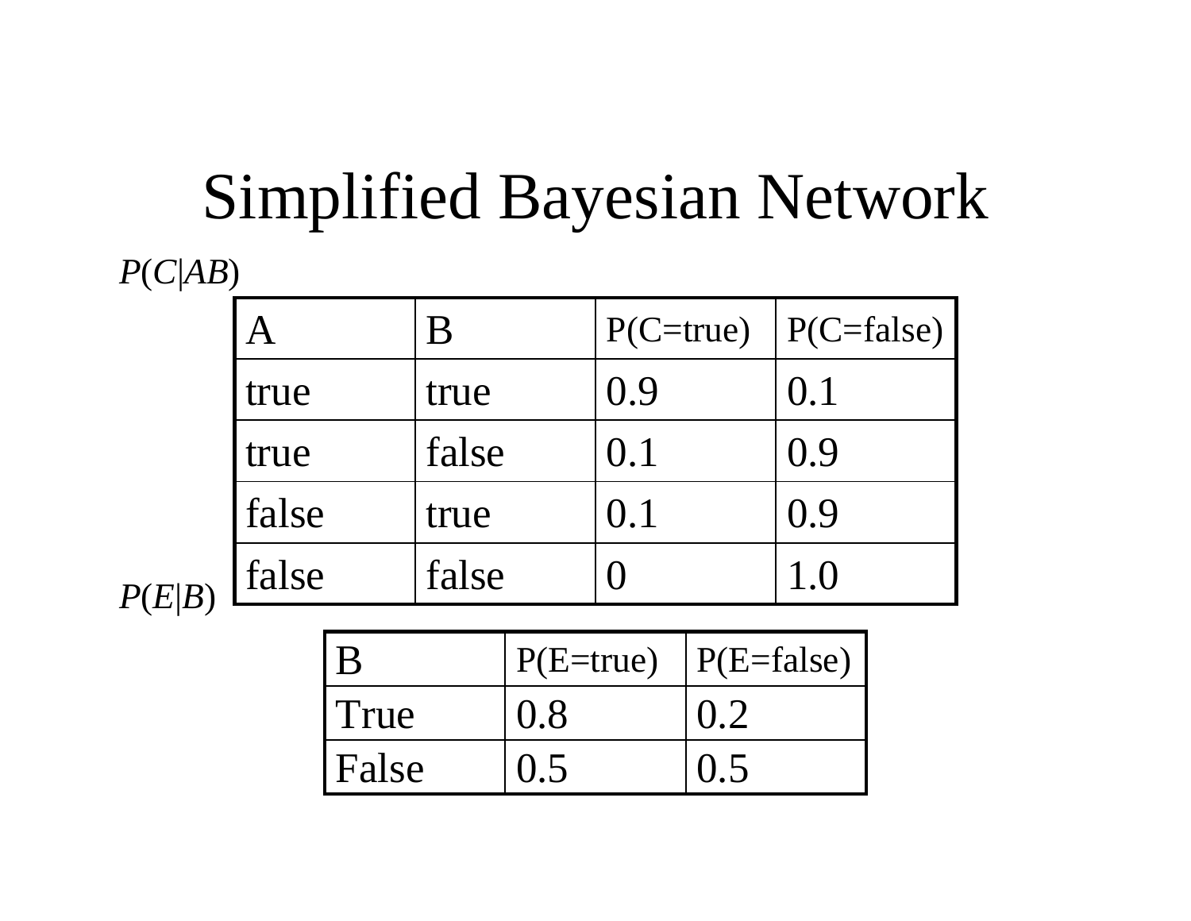# Simplified Bayesian Network

$P(C|AB)$

| A | B | P(C=true) | P(C=false) |
| --- | --- | --- | --- |
| true | true | 0.9 | 0.1 |
| true | false | 0.1 | 0.9 |
| false | true | 0.1 | 0.9 |
| false | false | 0 | 1.0 |

$P(E|B)$

| B | P(E=true) | P(E=false) |
| --- | --- | --- |
| True | 0.8 | 0.2 |
| False | 0.5 | 0.5 |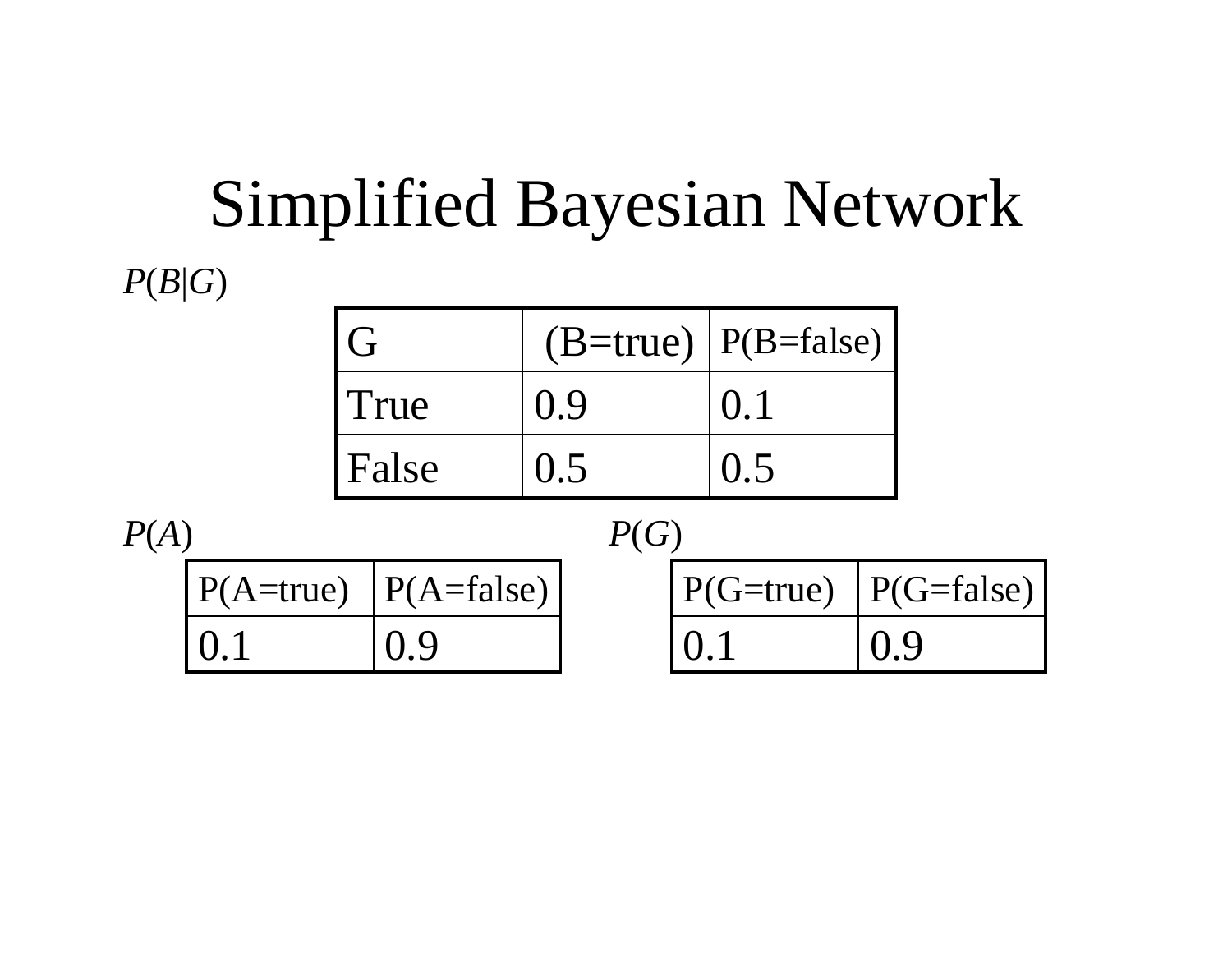# Simplified Bayesian Network

$P(B|G)$

| G | (B=true) | P(B=false) |
|---|---|---|
| True | 0.9 | 0.1 |
| False | 0.5 | 0.5 |

$P(A)$

| P(A=true) | P(A=false) |
|---|---|
| 0.1 | 0.9 |

$P(G)$

| P(G=true) | P(G=false) |
|---|---|
| 0.1 | 0.9 |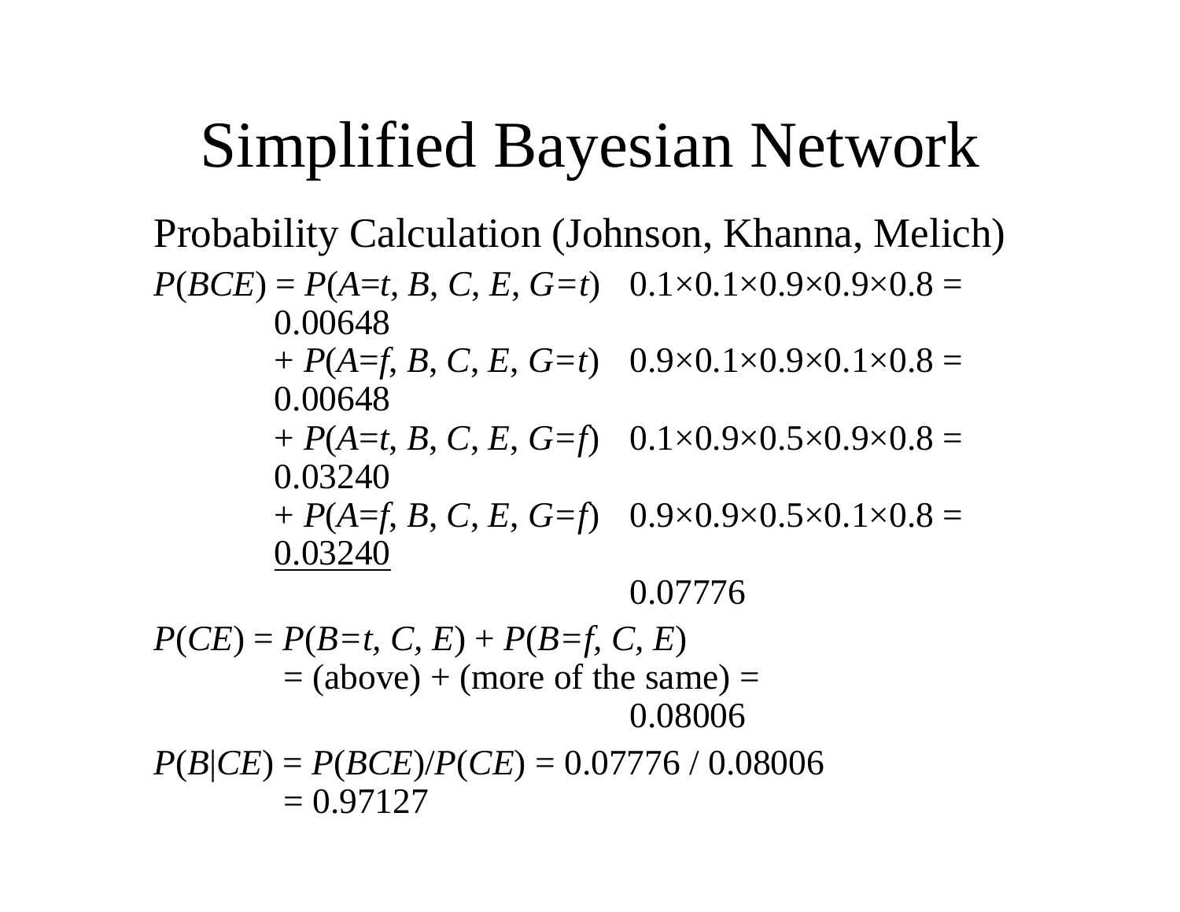# Simplified Bayesian Network

Probability Calculation (Johnson, Khanna, Melich)

$P(BCE) = P(A{=}t, B, C, E, G{=}t)$   $0.1 \times 0.1 \times 0.9 \times 0.9 \times 0.8 = 0.00648$

$+ P(A{=}f, B, C, E, G{=}t)$   $0.9 \times 0.1 \times 0.9 \times 0.1 \times 0.8 = 0.00648$

$+ P(A{=}t, B, C, E, G{=}f)$   $0.1 \times 0.9 \times 0.5 \times 0.9 \times 0.8 = 0.03240$

$+ P(A{=}f, B, C, E, G{=}f)$   $0.9 \times 0.9 \times 0.5 \times 0.1 \times 0.8 = \underline{0.03240}$

$0.07776$

$P(CE) = P(B{=}t, C, E) + P(B{=}f, C, E)$

= (above) + (more of the same) =

$0.08006$

$P(B|CE) = P(BCE)/P(CE) = 0.07776 / 0.08006$

$= 0.97127$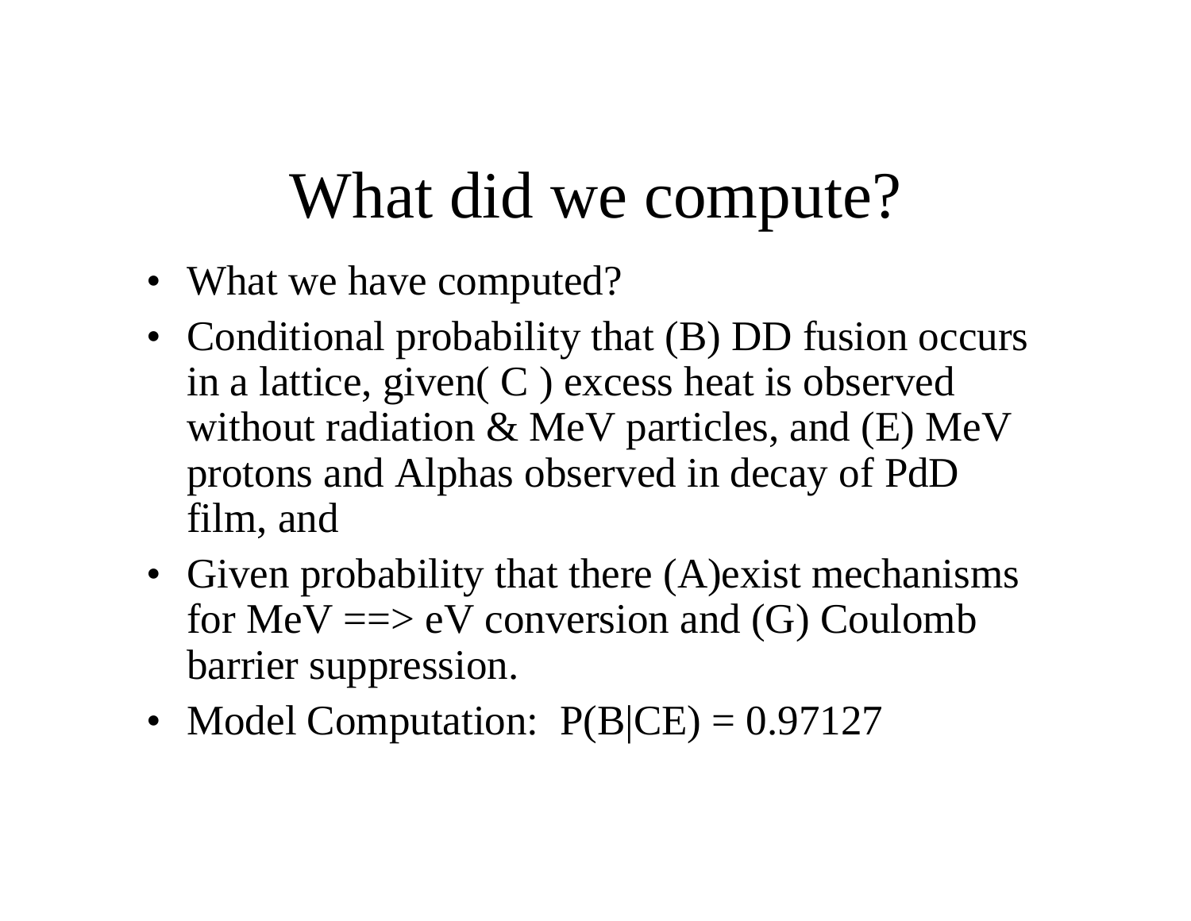# What did we compute?

- What we have computed?
- Conditional probability that (B) DD fusion occurs in a lattice, given( C ) excess heat is observed without radiation & MeV particles, and (E) MeV protons and Alphas observed in decay of PdD film, and
- Given probability that there (A)exist mechanisms for MeV ==> eV conversion and (G) Coulomb barrier suppression.
- Model Computation: $P(B|CE) = 0.97127$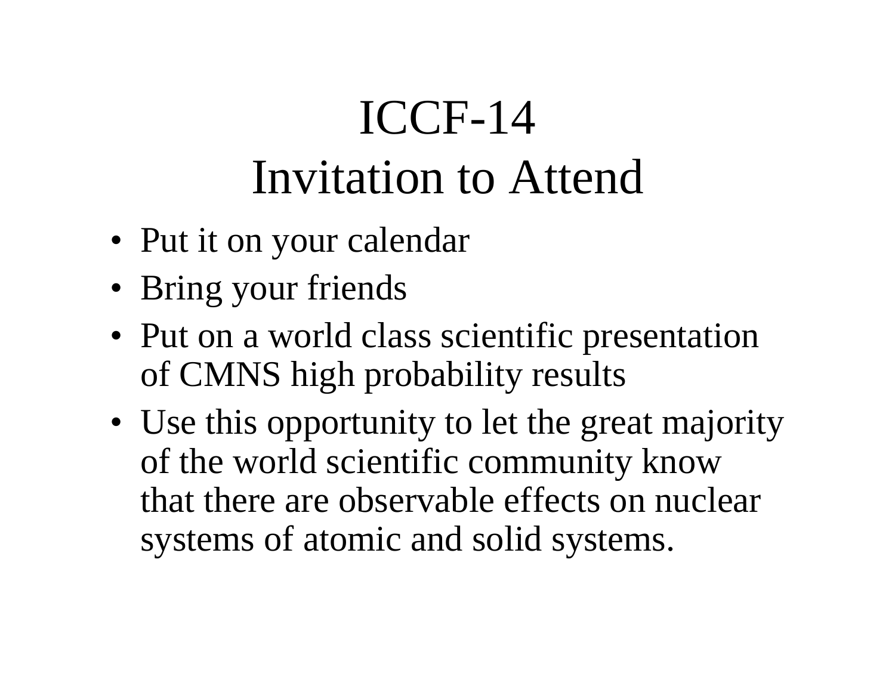# ICCF-14 Invitation to Attend

- Put it on your calendar
- Bring your friends
- Put on a world class scientific presentation of CMNS high probability results
- Use this opportunity to let the great majority of the world scientific community know that there are observable effects on nuclear systems of atomic and solid systems.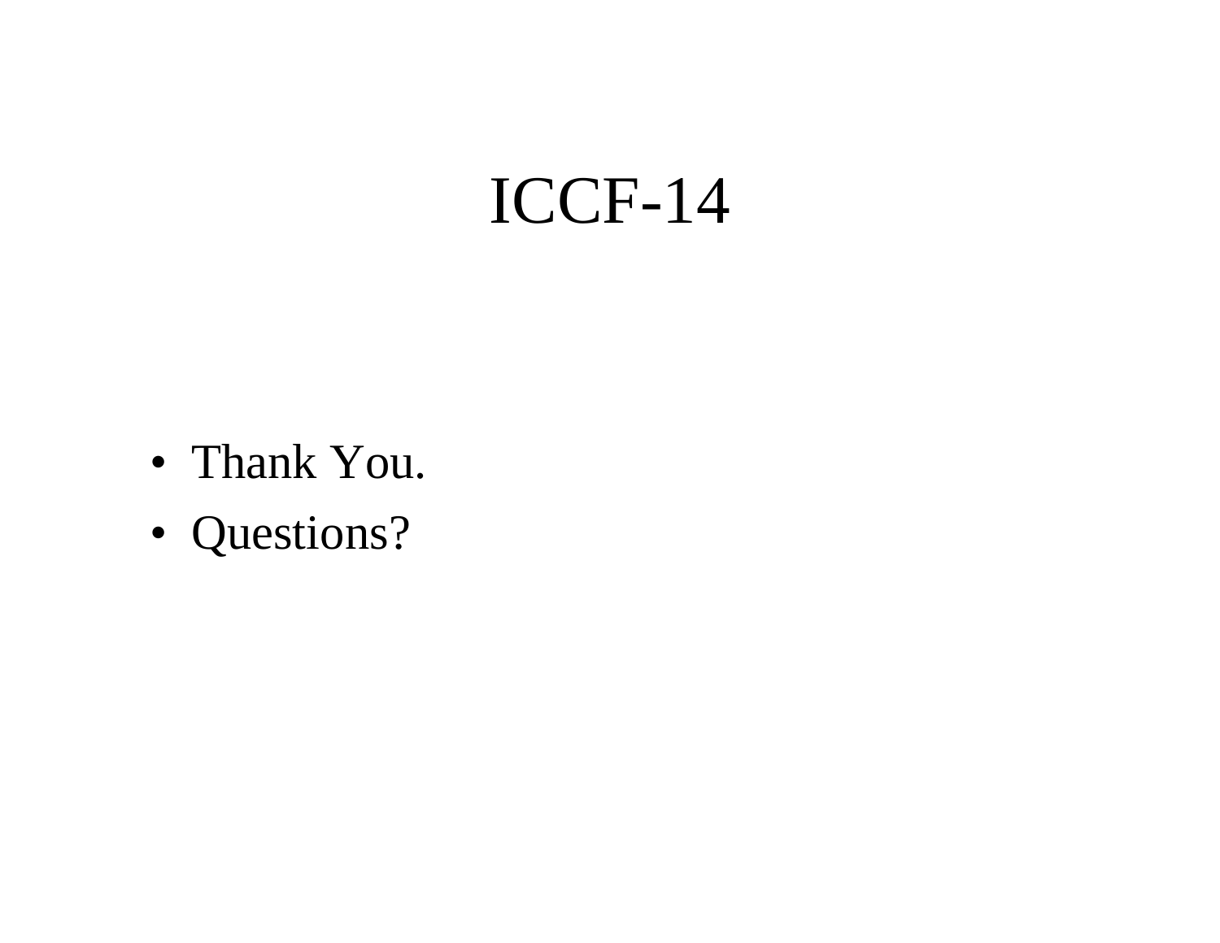# ICCF-14

- Thank You.
- Questions?